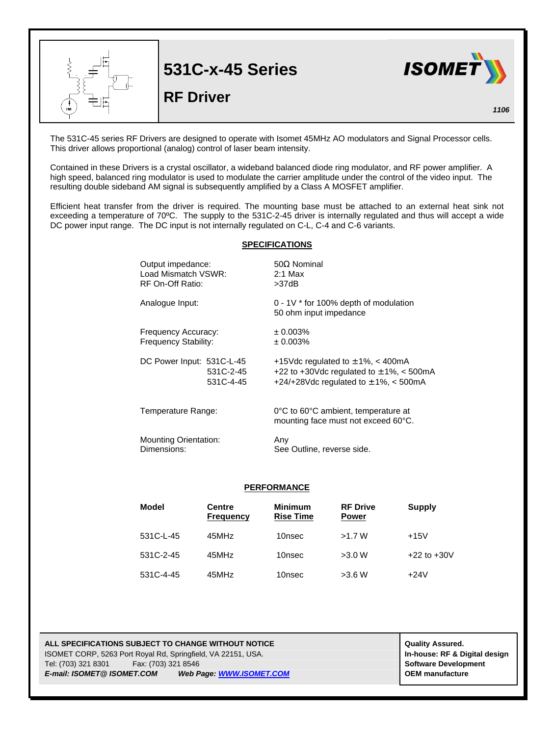# 531C-x-45 Series

## RF Driver

ISOMET

*1106*

The 531C-45 series RF Drivers are designed to operate with Isomet 45MHz AO modulators and Signal Processor cells. This driver allows proportional (analog) control of laser beam intensity.

Contained in these Drivers is a crystal oscillator, a wideband balanced diode ring modulator, and RF power amplifier. A high speed, balanced ring modulator is used to modulate the carrier amplitude under the control of the video input. The resulting double sideband AM signal is subsequently amplified by a Class A MOSFET amplifier.

Efficient heat transfer from the driver is required. The mounting base must be attached to an external heat sink not exceeding a temperature of 70ºC. The supply to the 531C-2-45 driver is internally regulated and thus will accept a wide DC power input range. The DC input is not internally regulated on C-L, C-4 and C-6 variants.

### SPECIFICATIONS

| | |
|---|---|
| Output impedance: | 50Ω Nominal |
| Load Mismatch VSWR: | 2:1 Max |
| RF On-Off Ratio: | >37dB |
| Analogue Input: | 0 - 1V * for 100% depth of modulation<br>50 ohm input impedance |
| Frequency Accuracy: | ± 0.003% |
| Frequency Stability: | ± 0.003% |
| DC Power Input: 531C-L-45 | +15Vdc regulated to ±1%, < 400mA |
| 531C-2-45 | +22 to +30Vdc regulated to ±1%, < 500mA |
| 531C-4-45 | +24/+28Vdc regulated to ±1%, < 500mA |
| Temperature Range: | 0°C to 60°C ambient, temperature at mounting face must not exceed 60°C. |
| Mounting Orientation: | Any |
| Dimensions: | See Outline, reverse side. |

### PERFORMANCE

| Model | Centre Frequency | Minimum Rise Time | RF Drive Power | Supply |
|---|---|---|---|---|
| 531C-L-45 | 45MHz | 10nsec | >1.7 W | +15V |
| 531C-2-45 | 45MHz | 10nsec | >3.0 W | +22 to +30V |
| 531C-4-45 | 45MHz | 10nsec | >3.6 W | +24V |

**ALL SPECIFICATIONS SUBJECT TO CHANGE WITHOUT NOTICE**
ISOMET CORP, 5263 Port Royal Rd, Springfield, VA 22151, USA.
Tel: (703) 321 8301 Fax: (703) 321 8546
***E-mail: ISOMET@ ISOMET.COM*** ***Web Page: WWW.ISOMET.COM***

**Quality Assured.**
**In-house: RF & Digital design**
**Software Development**
**OEM manufacture**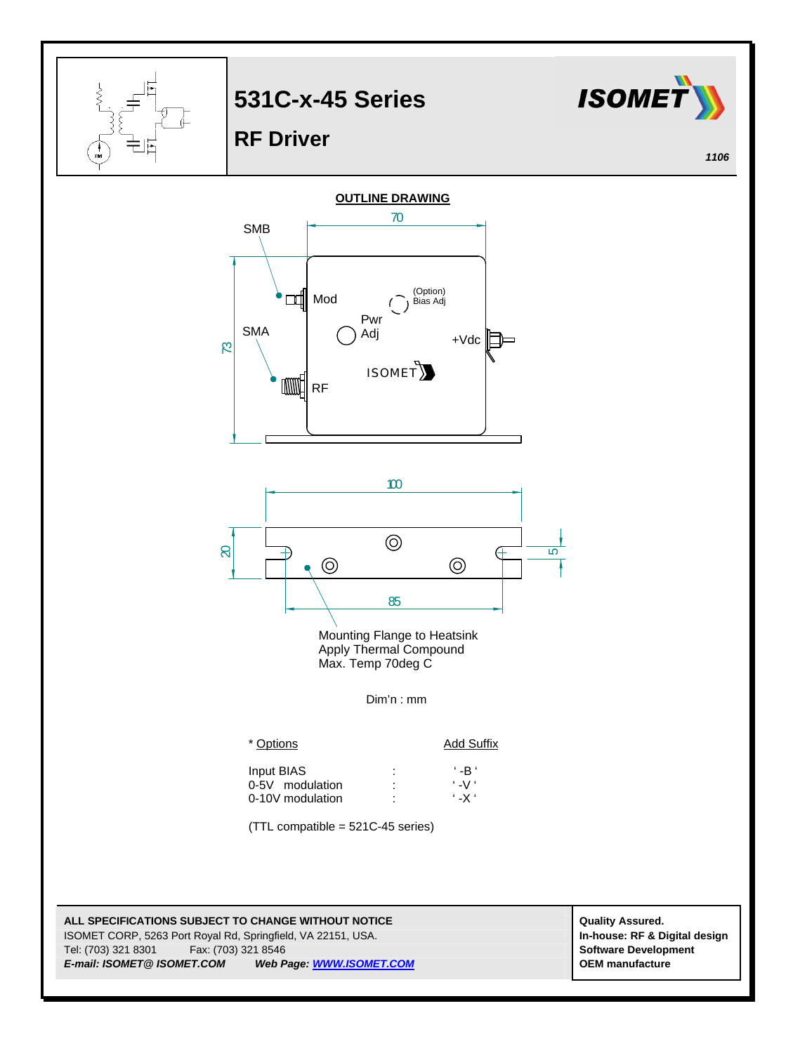# 531C-x-45 Series

## RF Driver

1106

**OUTLINE DRAWING**

70

SMB

Mod

(Option)
Bias Adj

Pwr
Adj

SMA

73

+Vdc

ISOMET

RF

100

20

5

85

Mounting Flange to Heatsink
Apply Thermal Compound
Max. Temp 70deg C

Dim'n : mm

| * Options | | Add Suffix |
|---|---|---|
| Input BIAS | : | ' -B ' |
| 0-5V modulation | : | ' -V ' |
| 0-10V modulation | : | ' -X ' |

(TTL compatible = 521C-45 series)

**ALL SPECIFICATIONS SUBJECT TO CHANGE WITHOUT NOTICE**
ISOMET CORP, 5263 Port Royal Rd, Springfield, VA 22151, USA.
Tel: (703) 321 8301 Fax: (703) 321 8546
***E-mail: ISOMET@ ISOMET.COM*** ***Web Page: WWW.ISOMET.COM***

**Quality Assured.**
**In-house: RF & Digital design**
**Software Development**
**OEM manufacture**